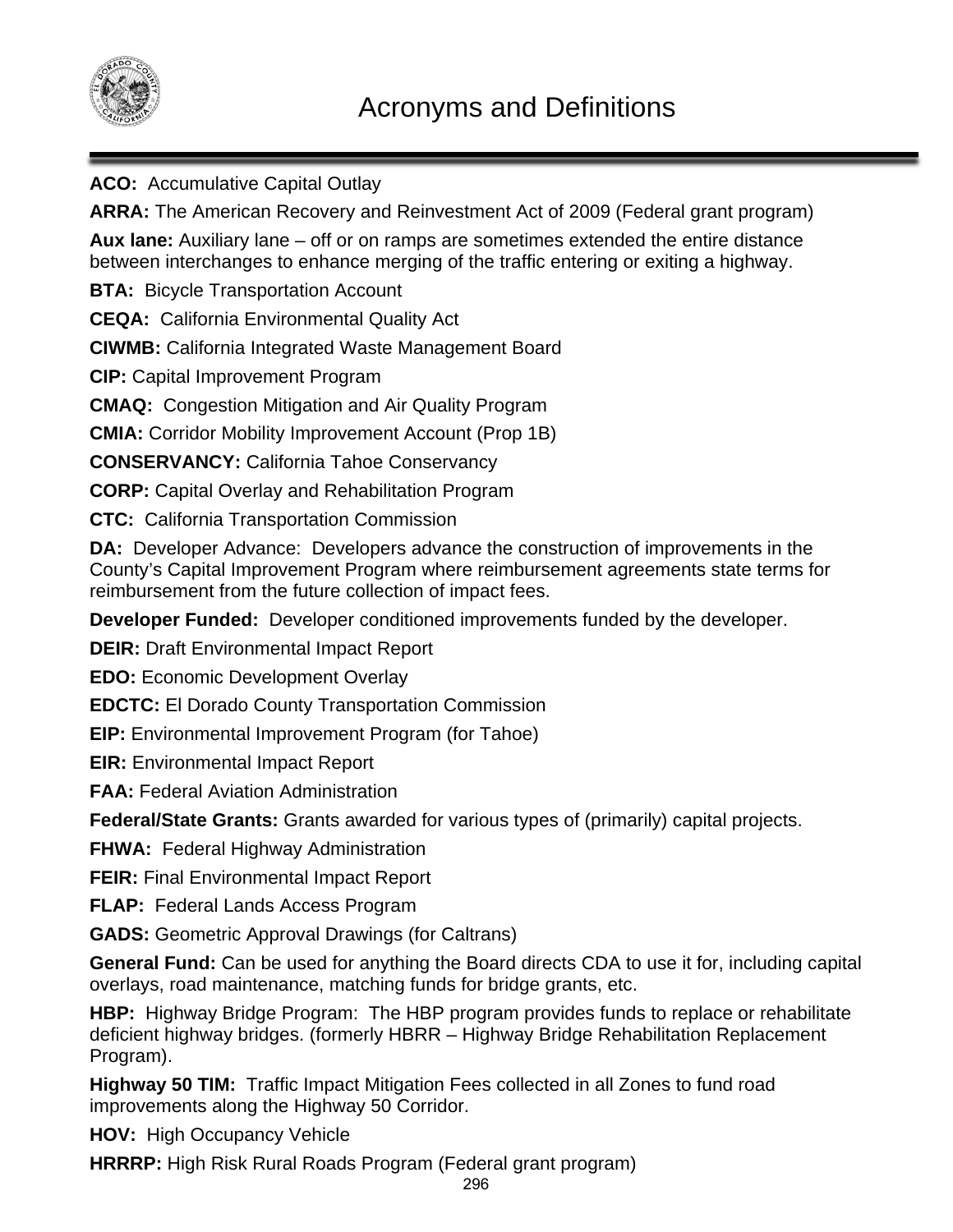# Acronyms and Definitions

**ACO:** Accumulative Capital Outlay

**ARRA:** The American Recovery and Reinvestment Act of 2009 (Federal grant program)

**Aux lane:** Auxiliary lane – off or on ramps are sometimes extended the entire distance between interchanges to enhance merging of the traffic entering or exiting a highway.

**BTA:** Bicycle Transportation Account

**CEQA:** California Environmental Quality Act

**CIWMB:** California Integrated Waste Management Board

**CIP:** Capital Improvement Program

**CMAQ:** Congestion Mitigation and Air Quality Program

**CMIA:** Corridor Mobility Improvement Account (Prop 1B)

**CONSERVANCY:** California Tahoe Conservancy

**CORP:** Capital Overlay and Rehabilitation Program

**CTC:** California Transportation Commission

**DA:** Developer Advance: Developers advance the construction of improvements in the County's Capital Improvement Program where reimbursement agreements state terms for reimbursement from the future collection of impact fees.

**Developer Funded:** Developer conditioned improvements funded by the developer.

**DEIR:** Draft Environmental Impact Report

**EDO:** Economic Development Overlay

**EDCTC:** El Dorado County Transportation Commission

**EIP:** Environmental Improvement Program (for Tahoe)

**EIR:** Environmental Impact Report

**FAA:** Federal Aviation Administration

**Federal/State Grants:** Grants awarded for various types of (primarily) capital projects.

**FHWA:** Federal Highway Administration

**FEIR:** Final Environmental Impact Report

**FLAP:** Federal Lands Access Program

**GADS:** Geometric Approval Drawings (for Caltrans)

**General Fund:** Can be used for anything the Board directs CDA to use it for, including capital overlays, road maintenance, matching funds for bridge grants, etc.

**HBP:** Highway Bridge Program: The HBP program provides funds to replace or rehabilitate deficient highway bridges. (formerly HBRR – Highway Bridge Rehabilitation Replacement Program).

**Highway 50 TIM:** Traffic Impact Mitigation Fees collected in all Zones to fund road improvements along the Highway 50 Corridor.

**HOV:** High Occupancy Vehicle

**HRRRP:** High Risk Rural Roads Program (Federal grant program)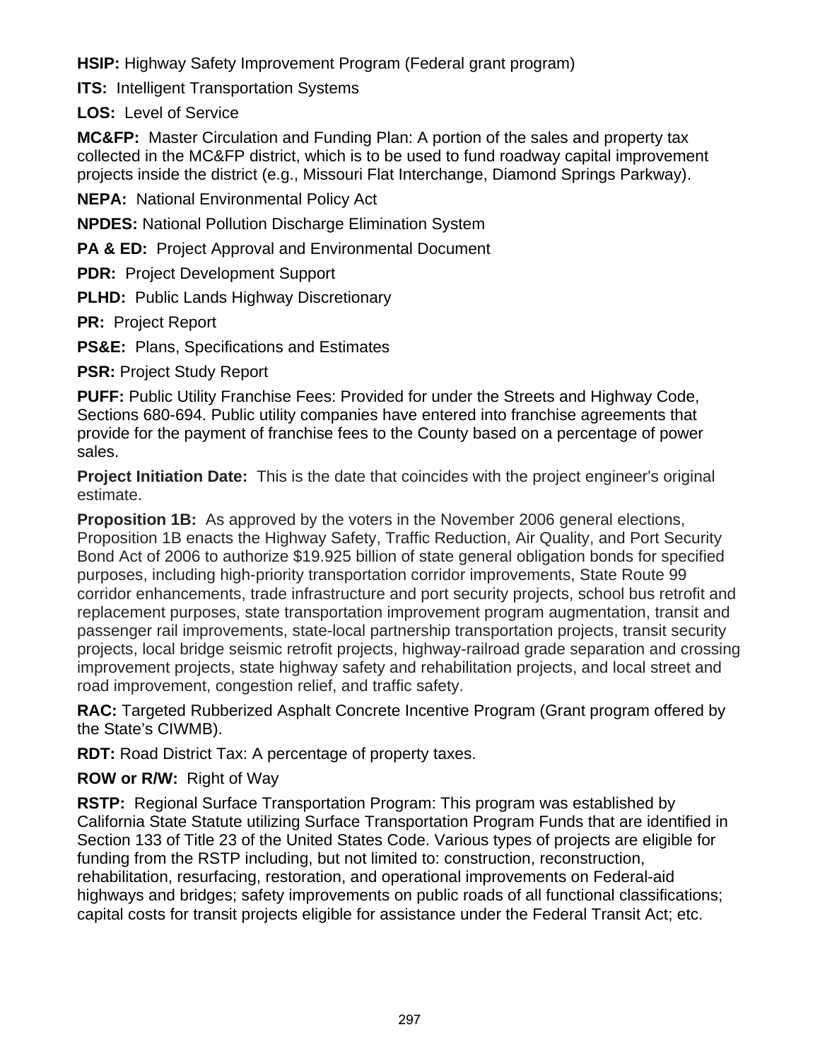**HSIP:** Highway Safety Improvement Program (Federal grant program)

**ITS:** Intelligent Transportation Systems

**LOS:** Level of Service

**MC&FP:** Master Circulation and Funding Plan: A portion of the sales and property tax collected in the MC&FP district, which is to be used to fund roadway capital improvement projects inside the district (e.g., Missouri Flat Interchange, Diamond Springs Parkway).

**NEPA:** National Environmental Policy Act

**NPDES:** National Pollution Discharge Elimination System

**PA & ED:** Project Approval and Environmental Document

**PDR:** Project Development Support

**PLHD:** Public Lands Highway Discretionary

**PR:** Project Report

**PS&E:** Plans, Specifications and Estimates

**PSR:** Project Study Report

**PUFF:** Public Utility Franchise Fees: Provided for under the Streets and Highway Code, Sections 680-694. Public utility companies have entered into franchise agreements that provide for the payment of franchise fees to the County based on a percentage of power sales.

**Project Initiation Date:** This is the date that coincides with the project engineer's original estimate.

**Proposition 1B:** As approved by the voters in the November 2006 general elections, Proposition 1B enacts the Highway Safety, Traffic Reduction, Air Quality, and Port Security Bond Act of 2006 to authorize $19.925 billion of state general obligation bonds for specified purposes, including high-priority transportation corridor improvements, State Route 99 corridor enhancements, trade infrastructure and port security projects, school bus retrofit and replacement purposes, state transportation improvement program augmentation, transit and passenger rail improvements, state-local partnership transportation projects, transit security projects, local bridge seismic retrofit projects, highway-railroad grade separation and crossing improvement projects, state highway safety and rehabilitation projects, and local street and road improvement, congestion relief, and traffic safety.

**RAC:** Targeted Rubberized Asphalt Concrete Incentive Program (Grant program offered by the State's CIWMB).

**RDT:** Road District Tax: A percentage of property taxes.

**ROW or R/W:** Right of Way

**RSTP:** Regional Surface Transportation Program: This program was established by California State Statute utilizing Surface Transportation Program Funds that are identified in Section 133 of Title 23 of the United States Code. Various types of projects are eligible for funding from the RSTP including, but not limited to: construction, reconstruction, rehabilitation, resurfacing, restoration, and operational improvements on Federal-aid highways and bridges; safety improvements on public roads of all functional classifications; capital costs for transit projects eligible for assistance under the Federal Transit Act; etc.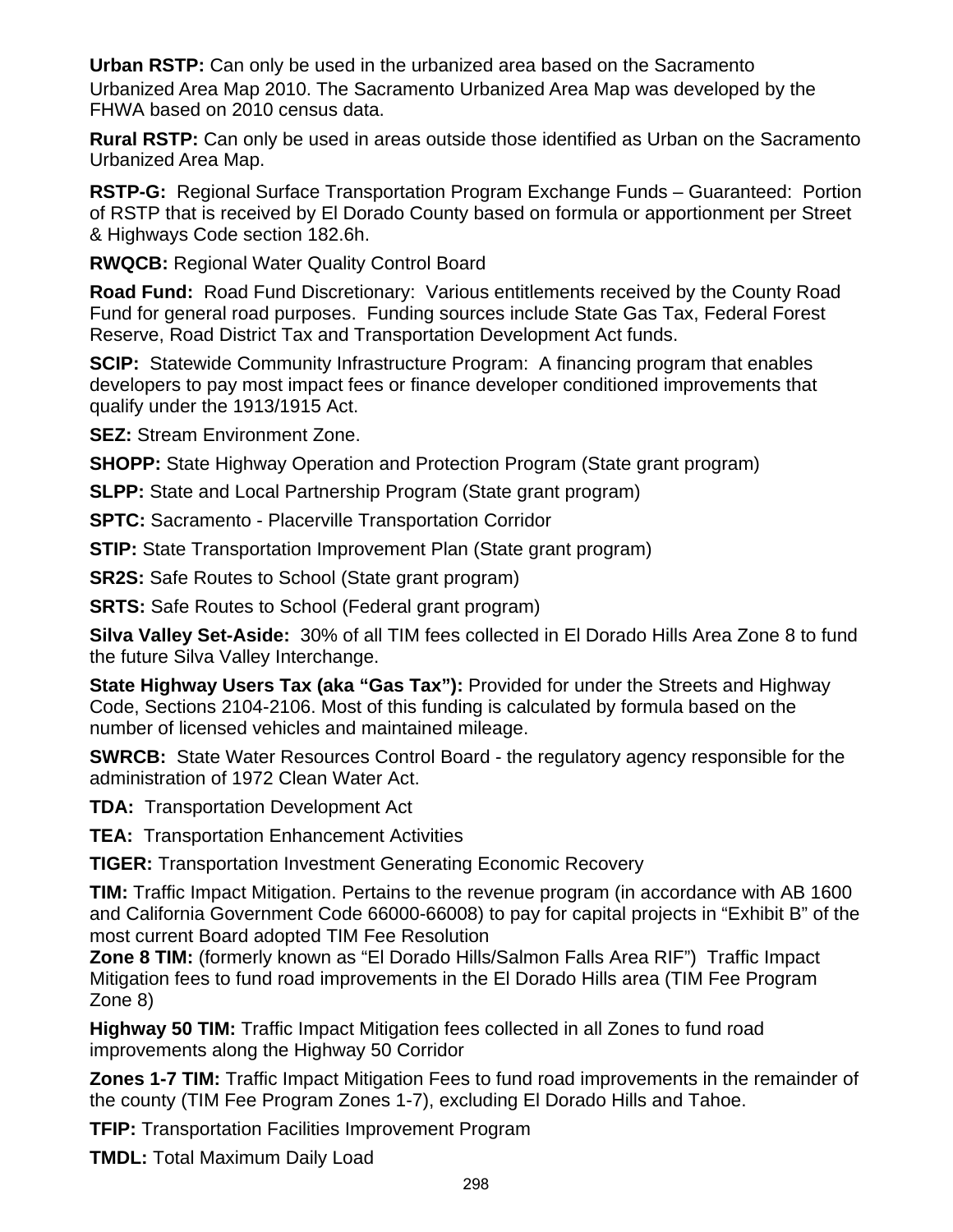**Urban RSTP:** Can only be used in the urbanized area based on the Sacramento Urbanized Area Map 2010. The Sacramento Urbanized Area Map was developed by the FHWA based on 2010 census data.

**Rural RSTP:** Can only be used in areas outside those identified as Urban on the Sacramento Urbanized Area Map.

**RSTP-G:** Regional Surface Transportation Program Exchange Funds – Guaranteed: Portion of RSTP that is received by El Dorado County based on formula or apportionment per Street & Highways Code section 182.6h.

**RWQCB:** Regional Water Quality Control Board

**Road Fund:** Road Fund Discretionary: Various entitlements received by the County Road Fund for general road purposes. Funding sources include State Gas Tax, Federal Forest Reserve, Road District Tax and Transportation Development Act funds.

**SCIP:** Statewide Community Infrastructure Program: A financing program that enables developers to pay most impact fees or finance developer conditioned improvements that qualify under the 1913/1915 Act.

**SEZ:** Stream Environment Zone.

**SHOPP:** State Highway Operation and Protection Program (State grant program)

**SLPP:** State and Local Partnership Program (State grant program)

**SPTC:** Sacramento - Placerville Transportation Corridor

**STIP:** State Transportation Improvement Plan (State grant program)

**SR2S:** Safe Routes to School (State grant program)

**SRTS:** Safe Routes to School (Federal grant program)

**Silva Valley Set-Aside:** 30% of all TIM fees collected in El Dorado Hills Area Zone 8 to fund the future Silva Valley Interchange.

**State Highway Users Tax (aka "Gas Tax"):** Provided for under the Streets and Highway Code, Sections 2104-2106. Most of this funding is calculated by formula based on the number of licensed vehicles and maintained mileage.

**SWRCB:** State Water Resources Control Board - the regulatory agency responsible for the administration of 1972 Clean Water Act.

**TDA:** Transportation Development Act

**TEA:** Transportation Enhancement Activities

**TIGER:** Transportation Investment Generating Economic Recovery

**TIM:** Traffic Impact Mitigation. Pertains to the revenue program (in accordance with AB 1600 and California Government Code 66000-66008) to pay for capital projects in "Exhibit B" of the most current Board adopted TIM Fee Resolution

**Zone 8 TIM:** (formerly known as "El Dorado Hills/Salmon Falls Area RIF") Traffic Impact Mitigation fees to fund road improvements in the El Dorado Hills area (TIM Fee Program Zone 8)

**Highway 50 TIM:** Traffic Impact Mitigation fees collected in all Zones to fund road improvements along the Highway 50 Corridor

**Zones 1-7 TIM:** Traffic Impact Mitigation Fees to fund road improvements in the remainder of the county (TIM Fee Program Zones 1-7), excluding El Dorado Hills and Tahoe.

**TFIP:** Transportation Facilities Improvement Program

**TMDL:** Total Maximum Daily Load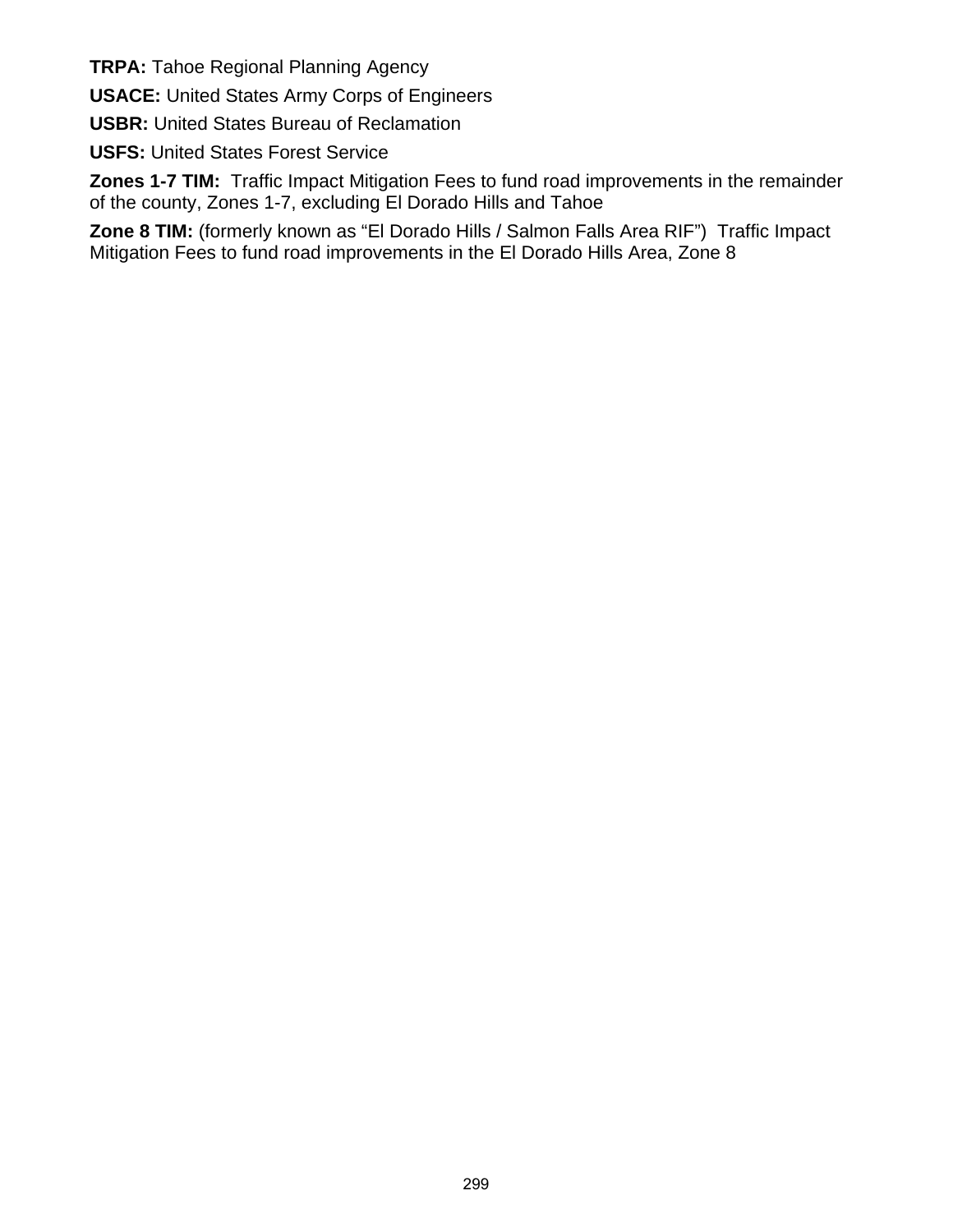**TRPA:** Tahoe Regional Planning Agency

**USACE:** United States Army Corps of Engineers

**USBR:** United States Bureau of Reclamation

**USFS:** United States Forest Service

**Zones 1-7 TIM:** Traffic Impact Mitigation Fees to fund road improvements in the remainder of the county, Zones 1-7, excluding El Dorado Hills and Tahoe

**Zone 8 TIM:** (formerly known as "El Dorado Hills / Salmon Falls Area RIF") Traffic Impact Mitigation Fees to fund road improvements in the El Dorado Hills Area, Zone 8